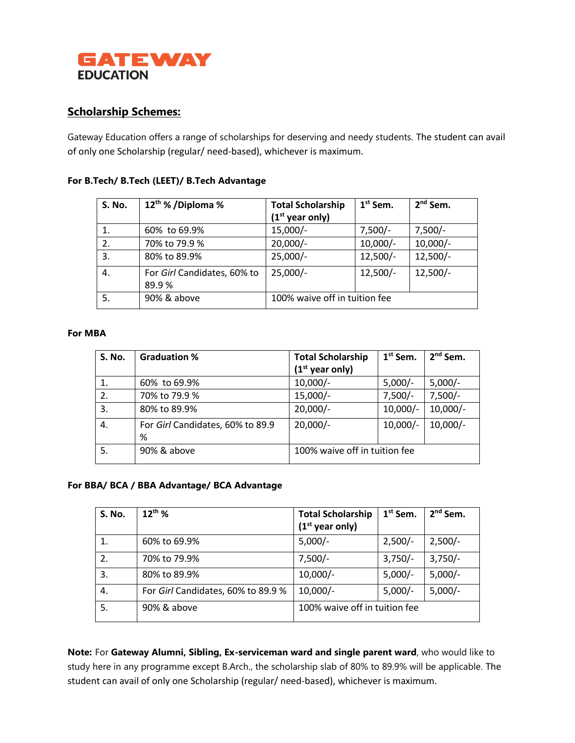**GATEWAY EDUCATION**

## Scholarship Schemes:

Gateway Education offers a range of scholarships for deserving and needy students. The student can avail of only one Scholarship (regular/ need-based), whichever is maximum.

### For B.Tech/ B.Tech (LEET)/ B.Tech Advantage

| S. No. | 12th % /Diploma % | Total Scholarship (1st year only) | 1st Sem. | 2nd Sem. |
|---|---|---|---|---|
| 1. | 60% to 69.9% | 15,000/- | 7,500/- | 7,500/- |
| 2. | 70% to 79.9 % | 20,000/- | 10,000/- | 10,000/- |
| 3. | 80% to 89.9% | 25,000/- | 12,500/- | 12,500/- |
| 4. | For *Girl* Candidates, 60% to 89.9 % | 25,000/- | 12,500/- | 12,500/- |
| 5. | 90% & above | 100% waive off in tuition fee | | |

### For MBA

| S. No. | Graduation % | Total Scholarship (1st year only) | 1st Sem. | 2nd Sem. |
|---|---|---|---|---|
| 1. | 60% to 69.9% | 10,000/- | 5,000/- | 5,000/- |
| 2. | 70% to 79.9 % | 15,000/- | 7,500/- | 7,500/- |
| 3. | 80% to 89.9% | 20,000/- | 10,000/- | 10,000/- |
| 4. | For *Girl* Candidates, 60% to 89.9 % | 20,000/- | 10,000/- | 10,000/- |
| 5. | 90% & above | 100% waive off in tuition fee | | |

### For BBA/ BCA / BBA Advantage/ BCA Advantage

| S. No. | 12th % | Total Scholarship (1st year only) | 1st Sem. | 2nd Sem. |
|---|---|---|---|---|
| 1. | 60% to 69.9% | 5,000/- | 2,500/- | 2,500/- |
| 2. | 70% to 79.9% | 7,500/- | 3,750/- | 3,750/- |
| 3. | 80% to 89.9% | 10,000/- | 5,000/- | 5,000/- |
| 4. | For *Girl* Candidates, 60% to 89.9 % | 10,000/- | 5,000/- | 5,000/- |
| 5. | 90% & above | 100% waive off in tuition fee | | |

**Note:** For **Gateway Alumni, Sibling, Ex-serviceman ward and single parent ward**, who would like to study here in any programme except B.Arch., the scholarship slab of 80% to 89.9% will be applicable. The student can avail of only one Scholarship (regular/ need-based), whichever is maximum.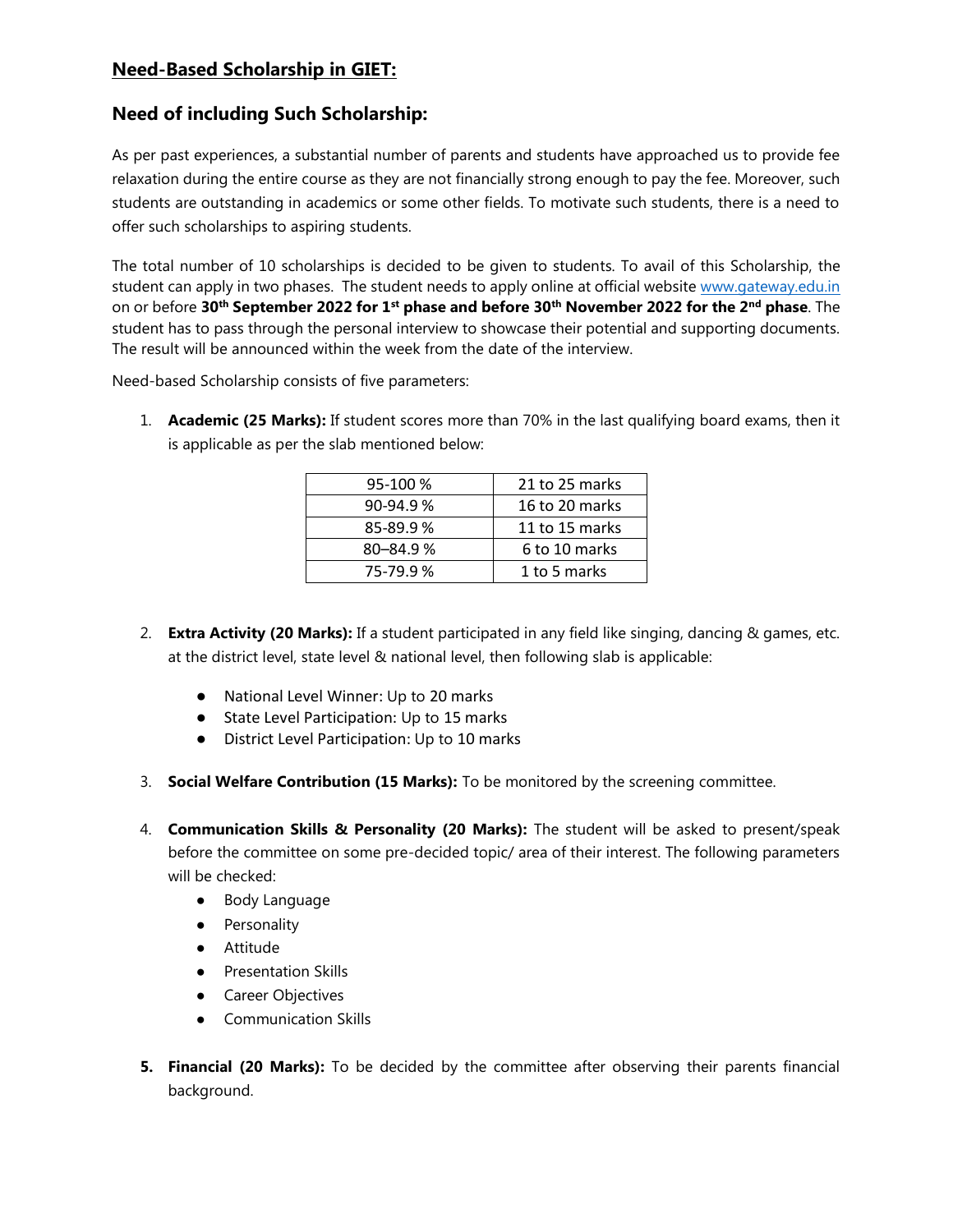## **Need-Based Scholarship in GIET:**

## Need of including Such Scholarship:

As per past experiences, a substantial number of parents and students have approached us to provide fee relaxation during the entire course as they are not financially strong enough to pay the fee. Moreover, such students are outstanding in academics or some other fields. To motivate such students, there is a need to offer such scholarships to aspiring students.

The total number of 10 scholarships is decided to be given to students. To avail of this Scholarship, the student can apply in two phases. The student needs to apply online at official website www.gateway.edu.in on or before **30th September 2022 for 1st phase and before 30th November 2022 for the 2nd phase**. The student has to pass through the personal interview to showcase their potential and supporting documents. The result will be announced within the week from the date of the interview.

Need-based Scholarship consists of five parameters:

1. **Academic (25 Marks):** If student scores more than 70% in the last qualifying board exams, then it is applicable as per the slab mentioned below:

| | |
|---|---|
| 95-100 % | 21 to 25 marks |
| 90-94.9 % | 16 to 20 marks |
| 85-89.9 % | 11 to 15 marks |
| 80–84.9 % | 6 to 10 marks |
| 75-79.9 % | 1 to 5 marks |

2. **Extra Activity (20 Marks):** If a student participated in any field like singing, dancing & games, etc. at the district level, state level & national level, then following slab is applicable:
   - National Level Winner: Up to 20 marks
   - State Level Participation: Up to 15 marks
   - District Level Participation: Up to 10 marks

3. **Social Welfare Contribution (15 Marks):** To be monitored by the screening committee.

4. **Communication Skills & Personality (20 Marks):** The student will be asked to present/speak before the committee on some pre-decided topic/ area of their interest. The following parameters will be checked:
   - Body Language
   - Personality
   - Attitude
   - Presentation Skills
   - Career Objectives
   - Communication Skills

5. **Financial (20 Marks):** To be decided by the committee after observing their parents financial background.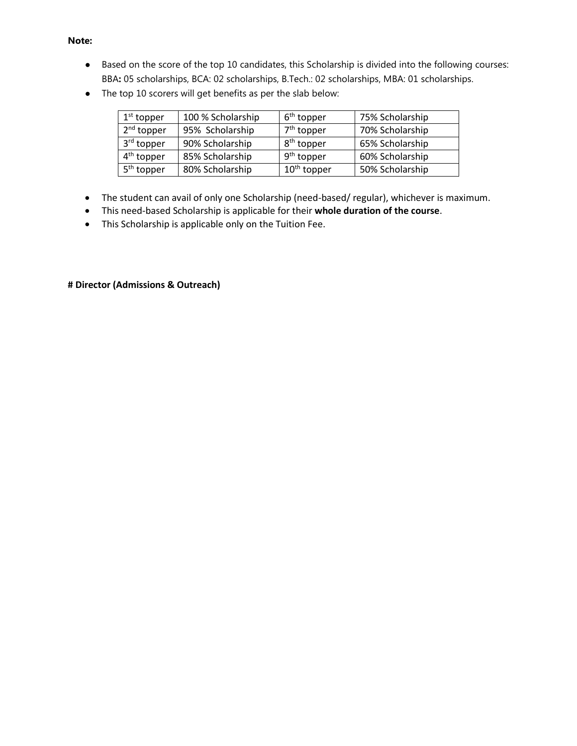**Note:**

- Based on the score of the top 10 candidates, this Scholarship is divided into the following courses: BBA**:** 05 scholarships, BCA: 02 scholarships, B.Tech.: 02 scholarships, MBA: 01 scholarships.
- The top 10 scorers will get benefits as per the slab below:

| | | | |
|---|---|---|---|
| 1st topper | 100 % Scholarship | 6th topper | 75% Scholarship |
| 2nd topper | 95%  Scholarship | 7th topper | 70% Scholarship |
| 3rd topper | 90% Scholarship | 8th topper | 65% Scholarship |
| 4th topper | 85% Scholarship | 9th topper | 60% Scholarship |
| 5th topper | 80% Scholarship | 10th topper | 50% Scholarship |

- The student can avail of only one Scholarship (need-based/ regular), whichever is maximum.
- This need-based Scholarship is applicable for their **whole duration of the course**.
- This Scholarship is applicable only on the Tuition Fee.

**# Director (Admissions & Outreach)**